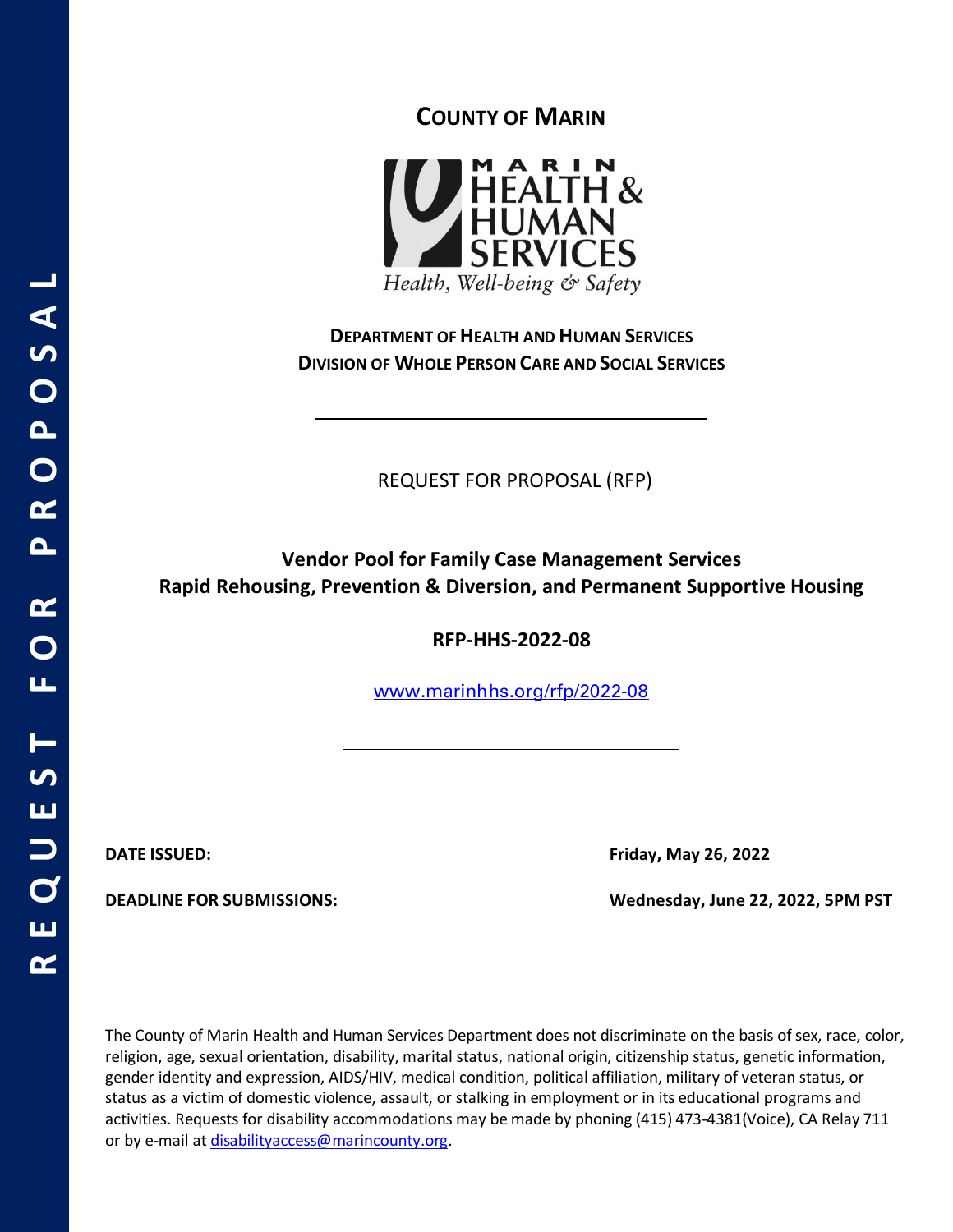# COUNTY OF MARIN

MARIN HEALTH & HUMAN SERVICES

*Health, Well-being & Safety*

**DEPARTMENT OF HEALTH AND HUMAN SERVICES**
**DIVISION OF WHOLE PERSON CARE AND SOCIAL SERVICES**

---

REQUEST FOR PROPOSAL (RFP)

## Vendor Pool for Family Case Management Services
## Rapid Rehousing, Prevention & Diversion, and Permanent Supportive Housing

**RFP-HHS-2022-08**

[www.marinhhs.org/rfp/2022-08](http://www.marinhhs.org/rfp/2022-08)

---

**DATE ISSUED:** **Friday, May 26, 2022**

**DEADLINE FOR SUBMISSIONS:** **Wednesday, June 22, 2022, 5PM PST**

The County of Marin Health and Human Services Department does not discriminate on the basis of sex, race, color, religion, age, sexual orientation, disability, marital status, national origin, citizenship status, genetic information, gender identity and expression, AIDS/HIV, medical condition, political affiliation, military of veteran status, or status as a victim of domestic violence, assault, or stalking in employment or in its educational programs and activities. Requests for disability accommodations may be made by phoning (415) 473-4381(Voice), CA Relay 711 or by e-mail at disabilityaccess@marincounty.org.

REQUEST FOR PROPOSAL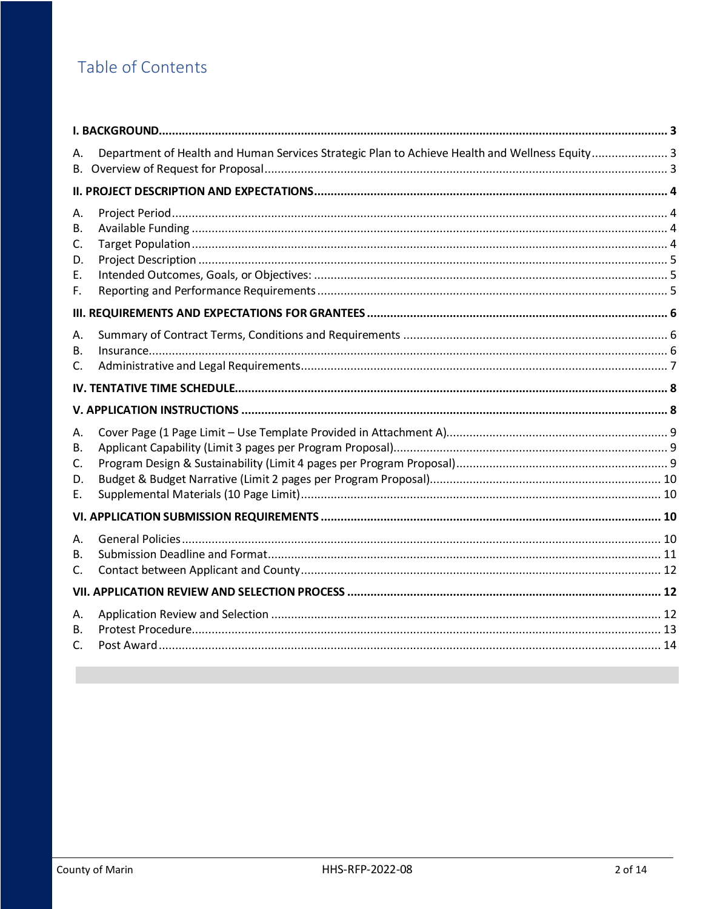# Table of Contents

**I. BACKGROUND** ........ 3

A. Department of Health and Human Services Strategic Plan to Achieve Health and Wellness Equity ........ 3

B. Overview of Request for Proposal ........ 3

**II. PROJECT DESCRIPTION AND EXPECTATIONS** ........ 4

A. Project Period ........ 4

B. Available Funding ........ 4

C. Target Population ........ 4

D. Project Description ........ 5

E. Intended Outcomes, Goals, or Objectives: ........ 5

F. Reporting and Performance Requirements ........ 5

**III. REQUIREMENTS AND EXPECTATIONS FOR GRANTEES** ........ 6

A. Summary of Contract Terms, Conditions and Requirements ........ 6

B. Insurance ........ 6

C. Administrative and Legal Requirements ........ 7

**IV. TENTATIVE TIME SCHEDULE** ........ 8

**V. APPLICATION INSTRUCTIONS** ........ 8

A. Cover Page (1 Page Limit – Use Template Provided in Attachment A) ........ 9

B. Applicant Capability (Limit 3 pages per Program Proposal) ........ 9

C. Program Design & Sustainability (Limit 4 pages per Program Proposal) ........ 9

D. Budget & Budget Narrative (Limit 2 pages per Program Proposal) ........ 10

E. Supplemental Materials (10 Page Limit) ........ 10

**VI. APPLICATION SUBMISSION REQUIREMENTS** ........ 10

A. General Policies ........ 10

B. Submission Deadline and Format ........ 11

C. Contact between Applicant and County ........ 12

**VII. APPLICATION REVIEW AND SELECTION PROCESS** ........ 12

A. Application Review and Selection ........ 12

B. Protest Procedure ........ 13

C. Post Award ........ 14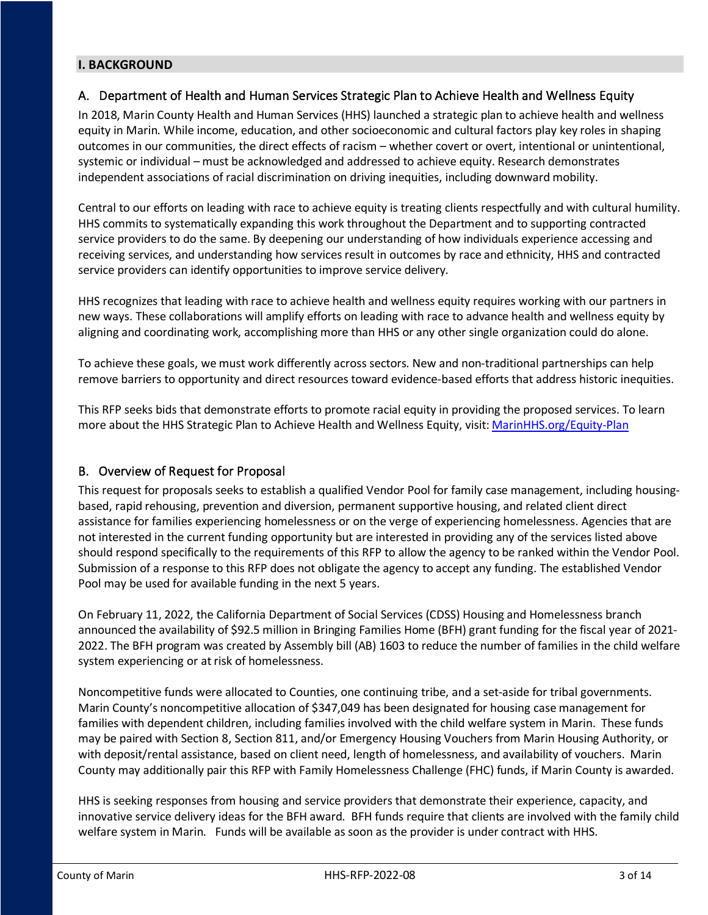## I. BACKGROUND

### A. Department of Health and Human Services Strategic Plan to Achieve Health and Wellness Equity

In 2018, Marin County Health and Human Services (HHS) launched a strategic plan to achieve health and wellness equity in Marin. While income, education, and other socioeconomic and cultural factors play key roles in shaping outcomes in our communities, the direct effects of racism – whether covert or overt, intentional or unintentional, systemic or individual – must be acknowledged and addressed to achieve equity. Research demonstrates independent associations of racial discrimination on driving inequities, including downward mobility.

Central to our efforts on leading with race to achieve equity is treating clients respectfully and with cultural humility. HHS commits to systematically expanding this work throughout the Department and to supporting contracted service providers to do the same. By deepening our understanding of how individuals experience accessing and receiving services, and understanding how services result in outcomes by race and ethnicity, HHS and contracted service providers can identify opportunities to improve service delivery.

HHS recognizes that leading with race to achieve health and wellness equity requires working with our partners in new ways. These collaborations will amplify efforts on leading with race to advance health and wellness equity by aligning and coordinating work, accomplishing more than HHS or any other single organization could do alone.

To achieve these goals, we must work differently across sectors. New and non-traditional partnerships can help remove barriers to opportunity and direct resources toward evidence-based efforts that address historic inequities.

This RFP seeks bids that demonstrate efforts to promote racial equity in providing the proposed services. To learn more about the HHS Strategic Plan to Achieve Health and Wellness Equity, visit: [MarinHHS.org/Equity-Plan](MarinHHS.org/Equity-Plan)

### B. Overview of Request for Proposal

This request for proposals seeks to establish a qualified Vendor Pool for family case management, including housing-based, rapid rehousing, prevention and diversion, permanent supportive housing, and related client direct assistance for families experiencing homelessness or on the verge of experiencing homelessness. Agencies that are not interested in the current funding opportunity but are interested in providing any of the services listed above should respond specifically to the requirements of this RFP to allow the agency to be ranked within the Vendor Pool. Submission of a response to this RFP does not obligate the agency to accept any funding. The established Vendor Pool may be used for available funding in the next 5 years.

On February 11, 2022, the California Department of Social Services (CDSS) Housing and Homelessness branch announced the availability of $92.5 million in Bringing Families Home (BFH) grant funding for the fiscal year of 2021-2022. The BFH program was created by Assembly bill (AB) 1603 to reduce the number of families in the child welfare system experiencing or at risk of homelessness.

Noncompetitive funds were allocated to Counties, one continuing tribe, and a set-aside for tribal governments. Marin County's noncompetitive allocation of $347,049 has been designated for housing case management for families with dependent children, including families involved with the child welfare system in Marin. These funds may be paired with Section 8, Section 811, and/or Emergency Housing Vouchers from Marin Housing Authority, or with deposit/rental assistance, based on client need, length of homelessness, and availability of vouchers. Marin County may additionally pair this RFP with Family Homelessness Challenge (FHC) funds, if Marin County is awarded.

HHS is seeking responses from housing and service providers that demonstrate their experience, capacity, and innovative service delivery ideas for the BFH award. BFH funds require that clients are involved with the family child welfare system in Marin. Funds will be available as soon as the provider is under contract with HHS.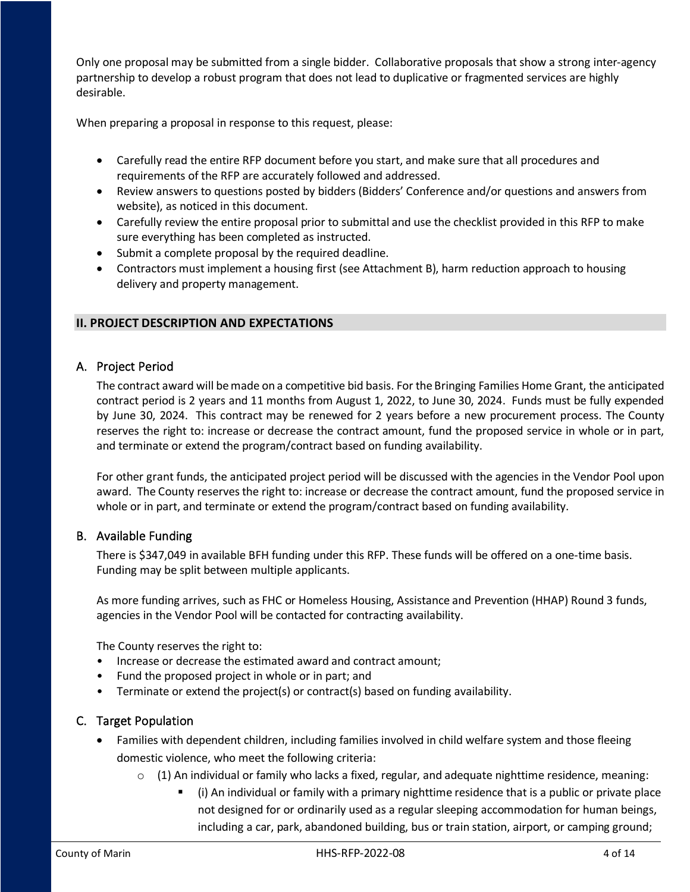Only one proposal may be submitted from a single bidder. Collaborative proposals that show a strong inter-agency partnership to develop a robust program that does not lead to duplicative or fragmented services are highly desirable.

When preparing a proposal in response to this request, please:

- Carefully read the entire RFP document before you start, and make sure that all procedures and requirements of the RFP are accurately followed and addressed.
- Review answers to questions posted by bidders (Bidders' Conference and/or questions and answers from website), as noticed in this document.
- Carefully review the entire proposal prior to submittal and use the checklist provided in this RFP to make sure everything has been completed as instructed.
- Submit a complete proposal by the required deadline.
- Contractors must implement a housing first (see Attachment B), harm reduction approach to housing delivery and property management.

## II. PROJECT DESCRIPTION AND EXPECTATIONS

### A. Project Period

The contract award will be made on a competitive bid basis. For the Bringing Families Home Grant, the anticipated contract period is 2 years and 11 months from August 1, 2022, to June 30, 2024. Funds must be fully expended by June 30, 2024. This contract may be renewed for 2 years before a new procurement process. The County reserves the right to: increase or decrease the contract amount, fund the proposed service in whole or in part, and terminate or extend the program/contract based on funding availability.

For other grant funds, the anticipated project period will be discussed with the agencies in the Vendor Pool upon award. The County reserves the right to: increase or decrease the contract amount, fund the proposed service in whole or in part, and terminate or extend the program/contract based on funding availability.

### B. Available Funding

There is $347,049 in available BFH funding under this RFP. These funds will be offered on a one-time basis. Funding may be split between multiple applicants.

As more funding arrives, such as FHC or Homeless Housing, Assistance and Prevention (HHAP) Round 3 funds, agencies in the Vendor Pool will be contacted for contracting availability.

The County reserves the right to:

- Increase or decrease the estimated award and contract amount;
- Fund the proposed project in whole or in part; and
- Terminate or extend the project(s) or contract(s) based on funding availability.

### C. Target Population

- Families with dependent children, including families involved in child welfare system and those fleeing domestic violence, who meet the following criteria:
  - (1) An individual or family who lacks a fixed, regular, and adequate nighttime residence, meaning:
    - (i) An individual or family with a primary nighttime residence that is a public or private place not designed for or ordinarily used as a regular sleeping accommodation for human beings, including a car, park, abandoned building, bus or train station, airport, or camping ground;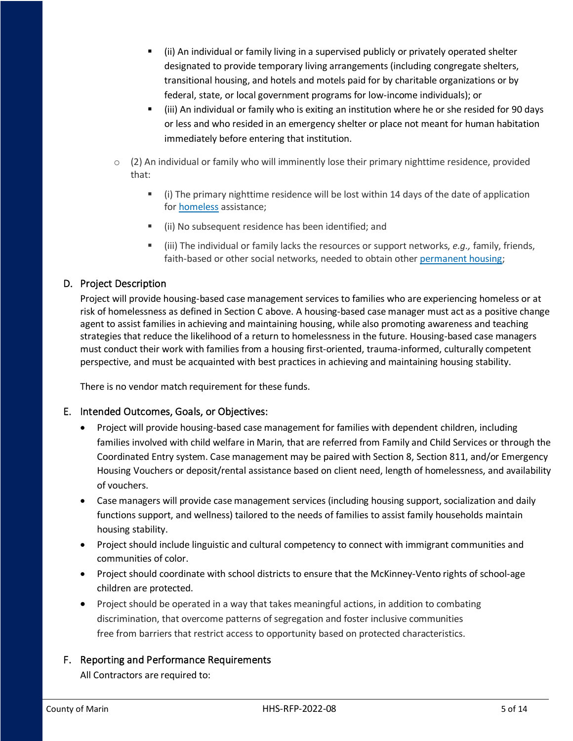- (ii) An individual or family living in a supervised publicly or privately operated shelter designated to provide temporary living arrangements (including congregate shelters, transitional housing, and hotels and motels paid for by charitable organizations or by federal, state, or local government programs for low-income individuals); or
- (iii) An individual or family who is exiting an institution where he or she resided for 90 days or less and who resided in an emergency shelter or place not meant for human habitation immediately before entering that institution.

- (2) An individual or family who will imminently lose their primary nighttime residence, provided that:
  - (i) The primary nighttime residence will be lost within 14 days of the date of application for homeless assistance;
  - (ii) No subsequent residence has been identified; and
  - (iii) The individual or family lacks the resources or support networks, *e.g.,* family, friends, faith-based or other social networks, needed to obtain other permanent housing;

## D. Project Description

Project will provide housing-based case management services to families who are experiencing homeless or at risk of homelessness as defined in Section C above. A housing-based case manager must act as a positive change agent to assist families in achieving and maintaining housing, while also promoting awareness and teaching strategies that reduce the likelihood of a return to homelessness in the future. Housing-based case managers must conduct their work with families from a housing first-oriented, trauma-informed, culturally competent perspective, and must be acquainted with best practices in achieving and maintaining housing stability.

There is no vendor match requirement for these funds.

## E. Intended Outcomes, Goals, or Objectives:

- Project will provide housing-based case management for families with dependent children, including families involved with child welfare in Marin, that are referred from Family and Child Services or through the Coordinated Entry system. Case management may be paired with Section 8, Section 811, and/or Emergency Housing Vouchers or deposit/rental assistance based on client need, length of homelessness, and availability of vouchers.
- Case managers will provide case management services (including housing support, socialization and daily functions support, and wellness) tailored to the needs of families to assist family households maintain housing stability.
- Project should include linguistic and cultural competency to connect with immigrant communities and communities of color.
- Project should coordinate with school districts to ensure that the McKinney-Vento rights of school-age children are protected.
- Project should be operated in a way that takes meaningful actions, in addition to combating discrimination, that overcome patterns of segregation and foster inclusive communities free from barriers that restrict access to opportunity based on protected characteristics.

## F. Reporting and Performance Requirements

All Contractors are required to: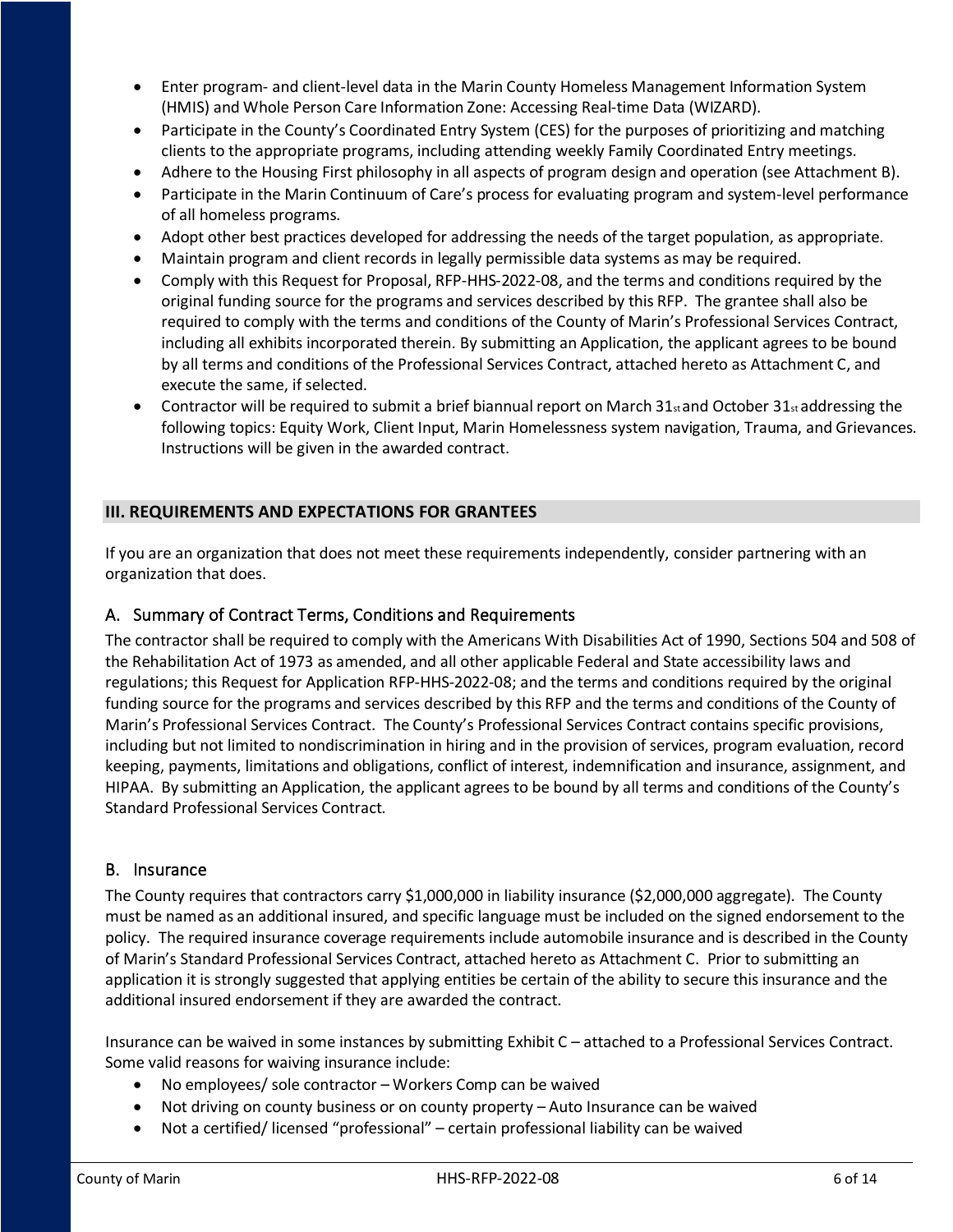- Enter program- and client-level data in the Marin County Homeless Management Information System (HMIS) and Whole Person Care Information Zone: Accessing Real-time Data (WIZARD).
- Participate in the County's Coordinated Entry System (CES) for the purposes of prioritizing and matching clients to the appropriate programs, including attending weekly Family Coordinated Entry meetings.
- Adhere to the Housing First philosophy in all aspects of program design and operation (see Attachment B).
- Participate in the Marin Continuum of Care's process for evaluating program and system-level performance of all homeless programs.
- Adopt other best practices developed for addressing the needs of the target population, as appropriate.
- Maintain program and client records in legally permissible data systems as may be required.
- Comply with this Request for Proposal, RFP-HHS-2022-08, and the terms and conditions required by the original funding source for the programs and services described by this RFP. The grantee shall also be required to comply with the terms and conditions of the County of Marin's Professional Services Contract, including all exhibits incorporated therein. By submitting an Application, the applicant agrees to be bound by all terms and conditions of the Professional Services Contract, attached hereto as Attachment C, and execute the same, if selected.
- Contractor will be required to submit a brief biannual report on March 31st and October 31st addressing the following topics: Equity Work, Client Input, Marin Homelessness system navigation, Trauma, and Grievances. Instructions will be given in the awarded contract.

## III. REQUIREMENTS AND EXPECTATIONS FOR GRANTEES

If you are an organization that does not meet these requirements independently, consider partnering with an organization that does.

### A. Summary of Contract Terms, Conditions and Requirements

The contractor shall be required to comply with the Americans With Disabilities Act of 1990, Sections 504 and 508 of the Rehabilitation Act of 1973 as amended, and all other applicable Federal and State accessibility laws and regulations; this Request for Application RFP-HHS-2022-08; and the terms and conditions required by the original funding source for the programs and services described by this RFP and the terms and conditions of the County of Marin's Professional Services Contract. The County's Professional Services Contract contains specific provisions, including but not limited to nondiscrimination in hiring and in the provision of services, program evaluation, record keeping, payments, limitations and obligations, conflict of interest, indemnification and insurance, assignment, and HIPAA. By submitting an Application, the applicant agrees to be bound by all terms and conditions of the County's Standard Professional Services Contract.

### B. Insurance

The County requires that contractors carry $1,000,000 in liability insurance ($2,000,000 aggregate). The County must be named as an additional insured, and specific language must be included on the signed endorsement to the policy. The required insurance coverage requirements include automobile insurance and is described in the County of Marin's Standard Professional Services Contract, attached hereto as Attachment C. Prior to submitting an application it is strongly suggested that applying entities be certain of the ability to secure this insurance and the additional insured endorsement if they are awarded the contract.

Insurance can be waived in some instances by submitting Exhibit C – attached to a Professional Services Contract. Some valid reasons for waiving insurance include:

- No employees/ sole contractor – Workers Comp can be waived
- Not driving on county business or on county property – Auto Insurance can be waived
- Not a certified/ licensed "professional" – certain professional liability can be waived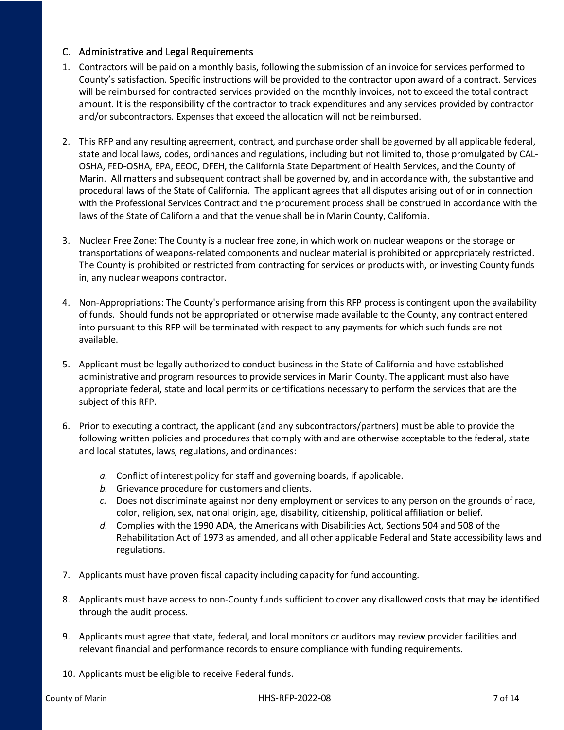## C. Administrative and Legal Requirements

1. Contractors will be paid on a monthly basis, following the submission of an invoice for services performed to County's satisfaction. Specific instructions will be provided to the contractor upon award of a contract. Services will be reimbursed for contracted services provided on the monthly invoices, not to exceed the total contract amount. It is the responsibility of the contractor to track expenditures and any services provided by contractor and/or subcontractors. Expenses that exceed the allocation will not be reimbursed.

2. This RFP and any resulting agreement, contract, and purchase order shall be governed by all applicable federal, state and local laws, codes, ordinances and regulations, including but not limited to, those promulgated by CAL-OSHA, FED-OSHA, EPA, EEOC, DFEH, the California State Department of Health Services, and the County of Marin. All matters and subsequent contract shall be governed by, and in accordance with, the substantive and procedural laws of the State of California. The applicant agrees that all disputes arising out of or in connection with the Professional Services Contract and the procurement process shall be construed in accordance with the laws of the State of California and that the venue shall be in Marin County, California.

3. Nuclear Free Zone: The County is a nuclear free zone, in which work on nuclear weapons or the storage or transportations of weapons-related components and nuclear material is prohibited or appropriately restricted. The County is prohibited or restricted from contracting for services or products with, or investing County funds in, any nuclear weapons contractor.

4. Non-Appropriations: The County's performance arising from this RFP process is contingent upon the availability of funds. Should funds not be appropriated or otherwise made available to the County, any contract entered into pursuant to this RFP will be terminated with respect to any payments for which such funds are not available.

5. Applicant must be legally authorized to conduct business in the State of California and have established administrative and program resources to provide services in Marin County. The applicant must also have appropriate federal, state and local permits or certifications necessary to perform the services that are the subject of this RFP.

6. Prior to executing a contract, the applicant (and any subcontractors/partners) must be able to provide the following written policies and procedures that comply with and are otherwise acceptable to the federal, state and local statutes, laws, regulations, and ordinances:
   - *a.* Conflict of interest policy for staff and governing boards, if applicable.
   - *b.* Grievance procedure for customers and clients.
   - *c.* Does not discriminate against nor deny employment or services to any person on the grounds of race, color, religion, sex, national origin, age, disability, citizenship, political affiliation or belief.
   - *d.* Complies with the 1990 ADA, the Americans with Disabilities Act, Sections 504 and 508 of the Rehabilitation Act of 1973 as amended, and all other applicable Federal and State accessibility laws and regulations.

7. Applicants must have proven fiscal capacity including capacity for fund accounting.

8. Applicants must have access to non-County funds sufficient to cover any disallowed costs that may be identified through the audit process.

9. Applicants must agree that state, federal, and local monitors or auditors may review provider facilities and relevant financial and performance records to ensure compliance with funding requirements.

10. Applicants must be eligible to receive Federal funds.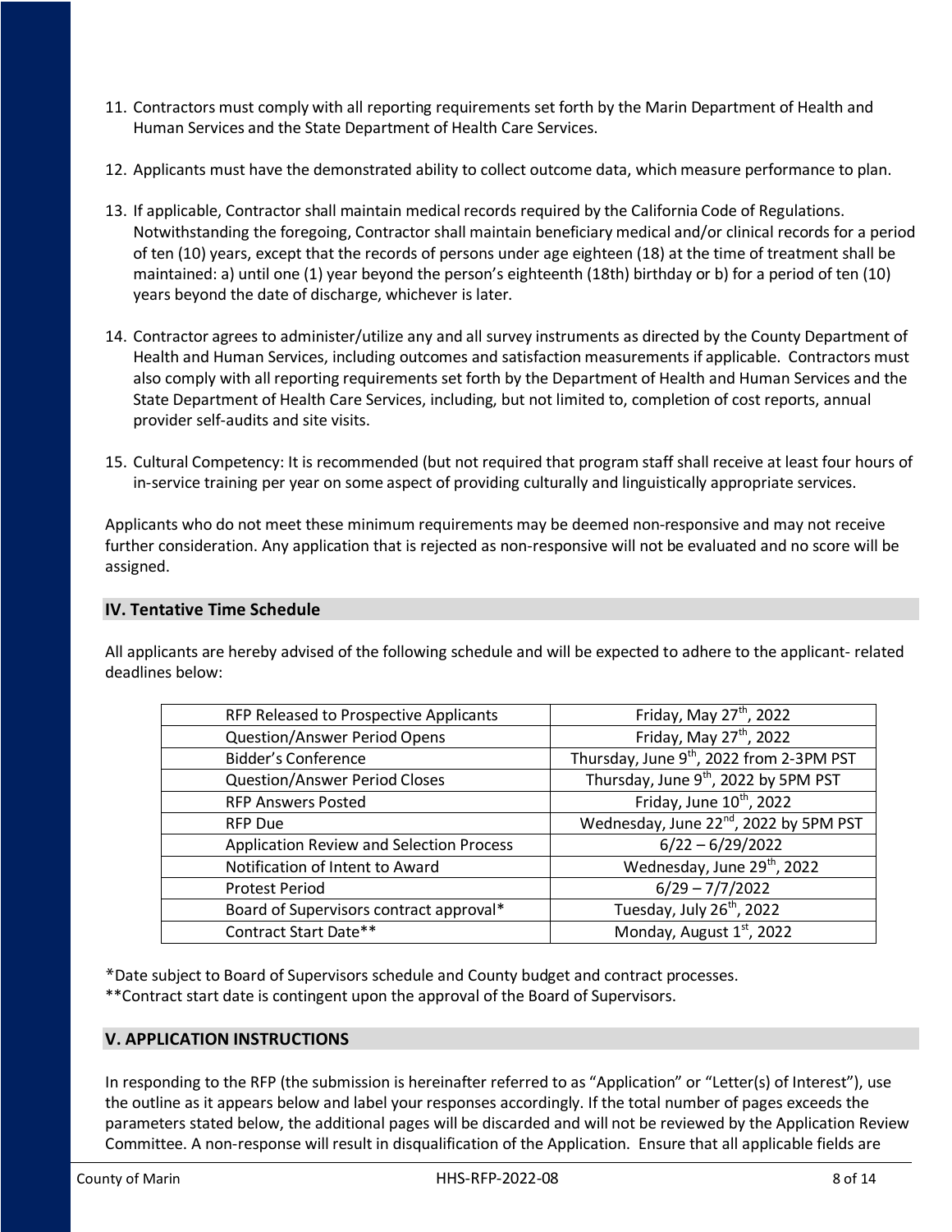11. Contractors must comply with all reporting requirements set forth by the Marin Department of Health and Human Services and the State Department of Health Care Services.

12. Applicants must have the demonstrated ability to collect outcome data, which measure performance to plan.

13. If applicable, Contractor shall maintain medical records required by the California Code of Regulations. Notwithstanding the foregoing, Contractor shall maintain beneficiary medical and/or clinical records for a period of ten (10) years, except that the records of persons under age eighteen (18) at the time of treatment shall be maintained: a) until one (1) year beyond the person's eighteenth (18th) birthday or b) for a period of ten (10) years beyond the date of discharge, whichever is later.

14. Contractor agrees to administer/utilize any and all survey instruments as directed by the County Department of Health and Human Services, including outcomes and satisfaction measurements if applicable. Contractors must also comply with all reporting requirements set forth by the Department of Health and Human Services and the State Department of Health Care Services, including, but not limited to, completion of cost reports, annual provider self-audits and site visits.

15. Cultural Competency: It is recommended (but not required that program staff shall receive at least four hours of in-service training per year on some aspect of providing culturally and linguistically appropriate services.

Applicants who do not meet these minimum requirements may be deemed non-responsive and may not receive further consideration. Any application that is rejected as non-responsive will not be evaluated and no score will be assigned.

## IV. Tentative Time Schedule

All applicants are hereby advised of the following schedule and will be expected to adhere to the applicant- related deadlines below:

| Event | Date |
|---|---|
| RFP Released to Prospective Applicants | Friday, May 27th, 2022 |
| Question/Answer Period Opens | Friday, May 27th, 2022 |
| Bidder's Conference | Thursday, June 9th, 2022 from 2-3PM PST |
| Question/Answer Period Closes | Thursday, June 9th, 2022 by 5PM PST |
| RFP Answers Posted | Friday, June 10th, 2022 |
| RFP Due | Wednesday, June 22nd, 2022 by 5PM PST |
| Application Review and Selection Process | 6/22 – 6/29/2022 |
| Notification of Intent to Award | Wednesday, June 29th, 2022 |
| Protest Period | 6/29 – 7/7/2022 |
| Board of Supervisors contract approval* | Tuesday, July 26th, 2022 |
| Contract Start Date** | Monday, August 1st, 2022 |

*Date subject to Board of Supervisors schedule and County budget and contract processes.
**Contract start date is contingent upon the approval of the Board of Supervisors.

## V. APPLICATION INSTRUCTIONS

In responding to the RFP (the submission is hereinafter referred to as "Application" or "Letter(s) of Interest"), use the outline as it appears below and label your responses accordingly. If the total number of pages exceeds the parameters stated below, the additional pages will be discarded and will not be reviewed by the Application Review Committee. A non-response will result in disqualification of the Application. Ensure that all applicable fields are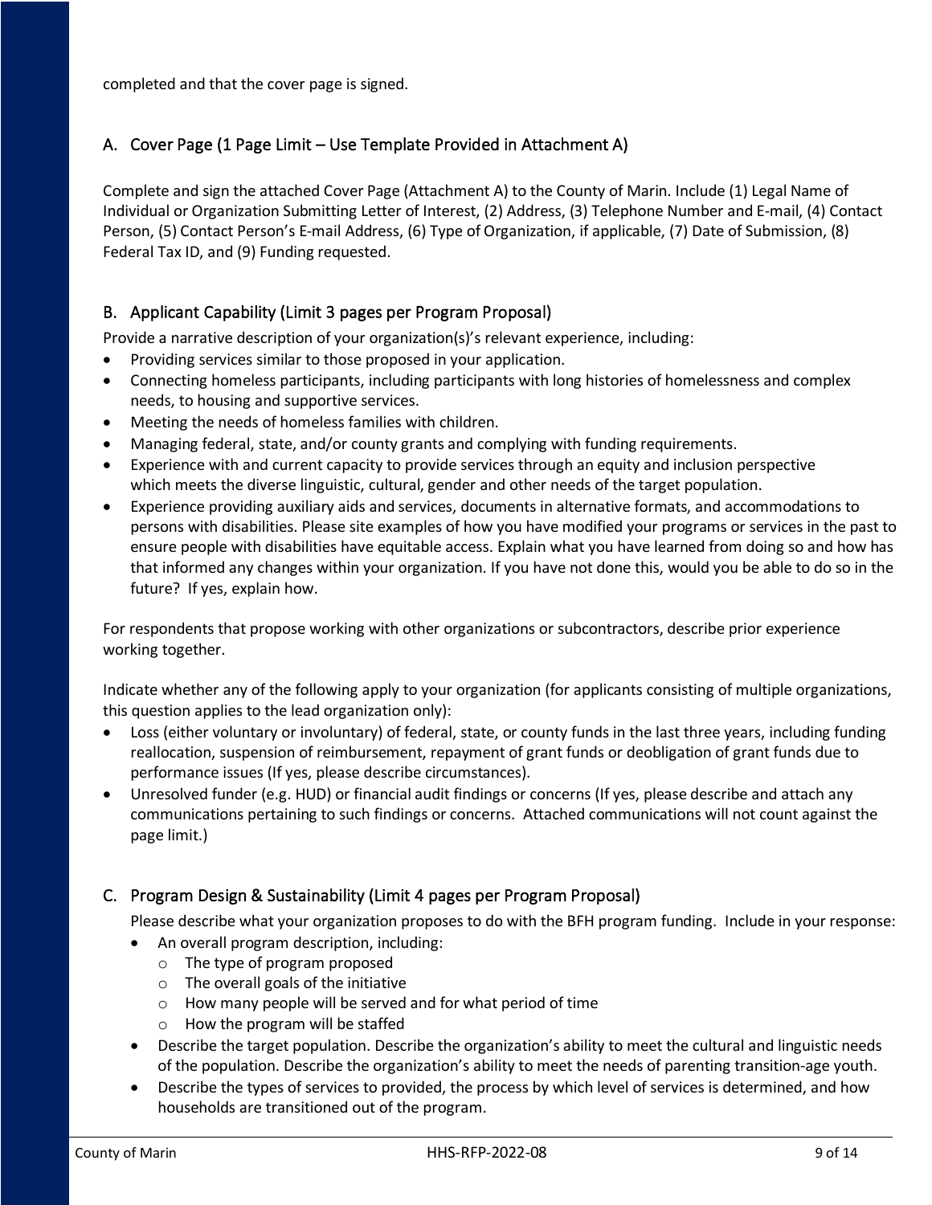completed and that the cover page is signed.

## A. Cover Page (1 Page Limit – Use Template Provided in Attachment A)

Complete and sign the attached Cover Page (Attachment A) to the County of Marin. Include (1) Legal Name of Individual or Organization Submitting Letter of Interest, (2) Address, (3) Telephone Number and E-mail, (4) Contact Person, (5) Contact Person's E-mail Address, (6) Type of Organization, if applicable, (7) Date of Submission, (8) Federal Tax ID, and (9) Funding requested.

## B. Applicant Capability (Limit 3 pages per Program Proposal)

Provide a narrative description of your organization(s)'s relevant experience, including:

- Providing services similar to those proposed in your application.
- Connecting homeless participants, including participants with long histories of homelessness and complex needs, to housing and supportive services.
- Meeting the needs of homeless families with children.
- Managing federal, state, and/or county grants and complying with funding requirements.
- Experience with and current capacity to provide services through an equity and inclusion perspective which meets the diverse linguistic, cultural, gender and other needs of the target population.
- Experience providing auxiliary aids and services, documents in alternative formats, and accommodations to persons with disabilities. Please site examples of how you have modified your programs or services in the past to ensure people with disabilities have equitable access. Explain what you have learned from doing so and how has that informed any changes within your organization. If you have not done this, would you be able to do so in the future? If yes, explain how.

For respondents that propose working with other organizations or subcontractors, describe prior experience working together.

Indicate whether any of the following apply to your organization (for applicants consisting of multiple organizations, this question applies to the lead organization only):

- Loss (either voluntary or involuntary) of federal, state, or county funds in the last three years, including funding reallocation, suspension of reimbursement, repayment of grant funds or deobligation of grant funds due to performance issues (If yes, please describe circumstances).
- Unresolved funder (e.g. HUD) or financial audit findings or concerns (If yes, please describe and attach any communications pertaining to such findings or concerns. Attached communications will not count against the page limit.)

## C. Program Design & Sustainability (Limit 4 pages per Program Proposal)

Please describe what your organization proposes to do with the BFH program funding. Include in your response:

- An overall program description, including:
  - The type of program proposed
  - The overall goals of the initiative
  - How many people will be served and for what period of time
  - How the program will be staffed
- Describe the target population. Describe the organization's ability to meet the cultural and linguistic needs of the population. Describe the organization's ability to meet the needs of parenting transition-age youth.
- Describe the types of services to provided, the process by which level of services is determined, and how households are transitioned out of the program.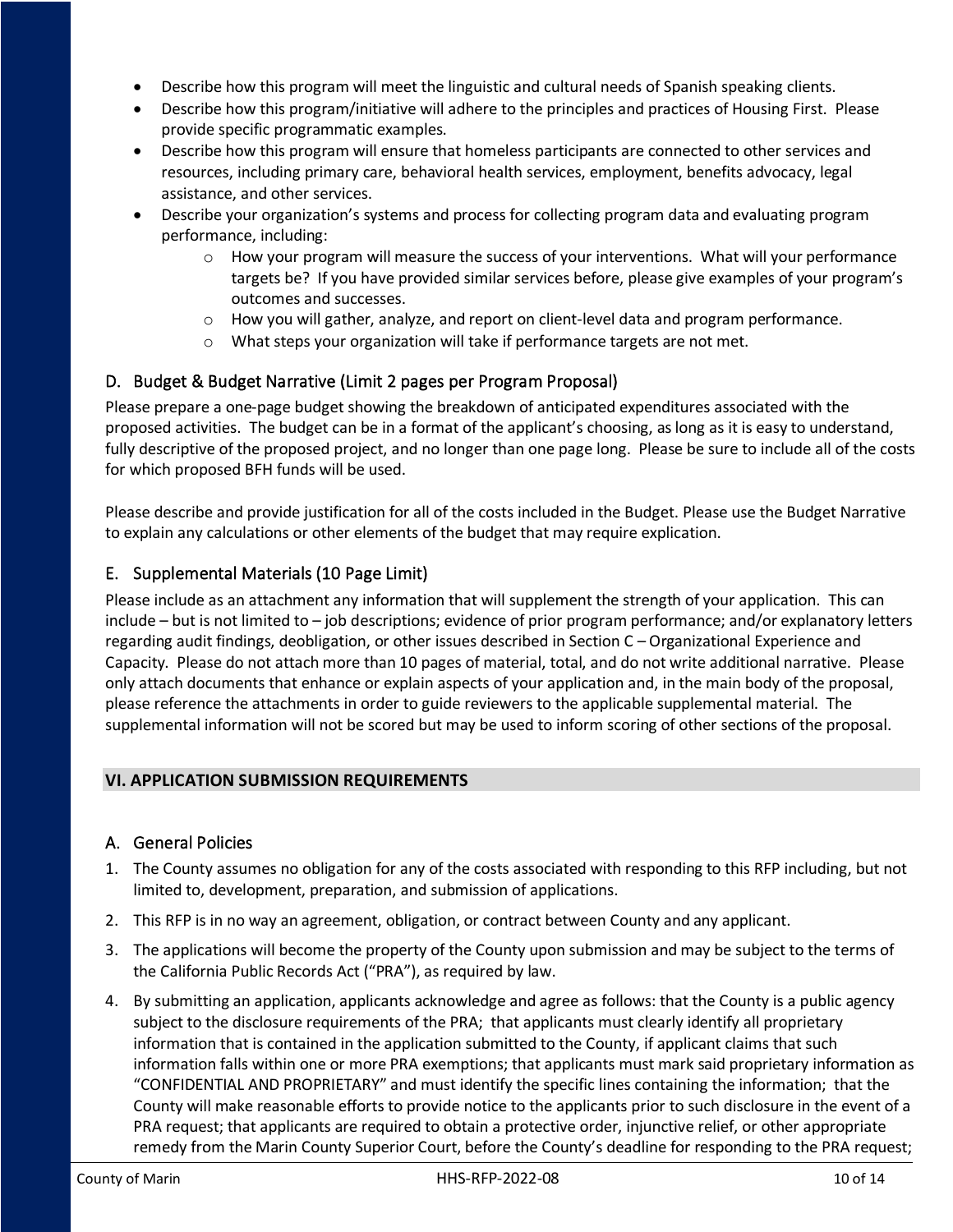- Describe how this program will meet the linguistic and cultural needs of Spanish speaking clients.
- Describe how this program/initiative will adhere to the principles and practices of Housing First. Please provide specific programmatic examples.
- Describe how this program will ensure that homeless participants are connected to other services and resources, including primary care, behavioral health services, employment, benefits advocacy, legal assistance, and other services.
- Describe your organization's systems and process for collecting program data and evaluating program performance, including:
    - How your program will measure the success of your interventions. What will your performance targets be? If you have provided similar services before, please give examples of your program's outcomes and successes.
    - How you will gather, analyze, and report on client-level data and program performance.
    - What steps your organization will take if performance targets are not met.

## D. Budget & Budget Narrative (Limit 2 pages per Program Proposal)

Please prepare a one-page budget showing the breakdown of anticipated expenditures associated with the proposed activities. The budget can be in a format of the applicant's choosing, as long as it is easy to understand, fully descriptive of the proposed project, and no longer than one page long. Please be sure to include all of the costs for which proposed BFH funds will be used.

Please describe and provide justification for all of the costs included in the Budget. Please use the Budget Narrative to explain any calculations or other elements of the budget that may require explication.

## E. Supplemental Materials (10 Page Limit)

Please include as an attachment any information that will supplement the strength of your application. This can include – but is not limited to – job descriptions; evidence of prior program performance; and/or explanatory letters regarding audit findings, deobligation, or other issues described in Section C – Organizational Experience and Capacity. Please do not attach more than 10 pages of material, total, and do not write additional narrative. Please only attach documents that enhance or explain aspects of your application and, in the main body of the proposal, please reference the attachments in order to guide reviewers to the applicable supplemental material. The supplemental information will not be scored but may be used to inform scoring of other sections of the proposal.

# VI. APPLICATION SUBMISSION REQUIREMENTS

## A. General Policies

1. The County assumes no obligation for any of the costs associated with responding to this RFP including, but not limited to, development, preparation, and submission of applications.
2. This RFP is in no way an agreement, obligation, or contract between County and any applicant.
3. The applications will become the property of the County upon submission and may be subject to the terms of the California Public Records Act ("PRA"), as required by law.
4. By submitting an application, applicants acknowledge and agree as follows: that the County is a public agency subject to the disclosure requirements of the PRA; that applicants must clearly identify all proprietary information that is contained in the application submitted to the County, if applicant claims that such information falls within one or more PRA exemptions; that applicants must mark said proprietary information as "CONFIDENTIAL AND PROPRIETARY" and must identify the specific lines containing the information; that the County will make reasonable efforts to provide notice to the applicants prior to such disclosure in the event of a PRA request; that applicants are required to obtain a protective order, injunctive relief, or other appropriate remedy from the Marin County Superior Court, before the County's deadline for responding to the PRA request;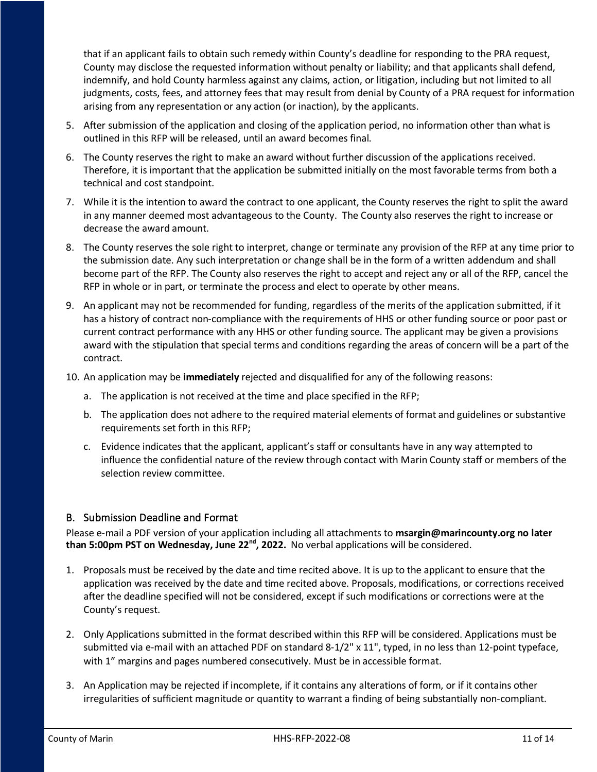that if an applicant fails to obtain such remedy within County's deadline for responding to the PRA request, County may disclose the requested information without penalty or liability; and that applicants shall defend, indemnify, and hold County harmless against any claims, action, or litigation, including but not limited to all judgments, costs, fees, and attorney fees that may result from denial by County of a PRA request for information arising from any representation or any action (or inaction), by the applicants.

5. After submission of the application and closing of the application period, no information other than what is outlined in this RFP will be released, until an award becomes final.
6. The County reserves the right to make an award without further discussion of the applications received. Therefore, it is important that the application be submitted initially on the most favorable terms from both a technical and cost standpoint.
7. While it is the intention to award the contract to one applicant, the County reserves the right to split the award in any manner deemed most advantageous to the County. The County also reserves the right to increase or decrease the award amount.
8. The County reserves the sole right to interpret, change or terminate any provision of the RFP at any time prior to the submission date. Any such interpretation or change shall be in the form of a written addendum and shall become part of the RFP. The County also reserves the right to accept and reject any or all of the RFP, cancel the RFP in whole or in part, or terminate the process and elect to operate by other means.
9. An applicant may not be recommended for funding, regardless of the merits of the application submitted, if it has a history of contract non-compliance with the requirements of HHS or other funding source or poor past or current contract performance with any HHS or other funding source. The applicant may be given a provisions award with the stipulation that special terms and conditions regarding the areas of concern will be a part of the contract.
10. An application may be **immediately** rejected and disqualified for any of the following reasons:
    a. The application is not received at the time and place specified in the RFP;
    b. The application does not adhere to the required material elements of format and guidelines or substantive requirements set forth in this RFP;
    c. Evidence indicates that the applicant, applicant's staff or consultants have in any way attempted to influence the confidential nature of the review through contact with Marin County staff or members of the selection review committee.

## B. Submission Deadline and Format

Please e-mail a PDF version of your application including all attachments to **msargin@marincounty.org no later than 5:00pm PST on Wednesday, June 22nd, 2022.** No verbal applications will be considered.

1. Proposals must be received by the date and time recited above. It is up to the applicant to ensure that the application was received by the date and time recited above. Proposals, modifications, or corrections received after the deadline specified will not be considered, except if such modifications or corrections were at the County's request.
2. Only Applications submitted in the format described within this RFP will be considered. Applications must be submitted via e-mail with an attached PDF on standard 8-1/2" x 11", typed, in no less than 12-point typeface, with 1" margins and pages numbered consecutively. Must be in accessible format.
3. An Application may be rejected if incomplete, if it contains any alterations of form, or if it contains other irregularities of sufficient magnitude or quantity to warrant a finding of being substantially non-compliant.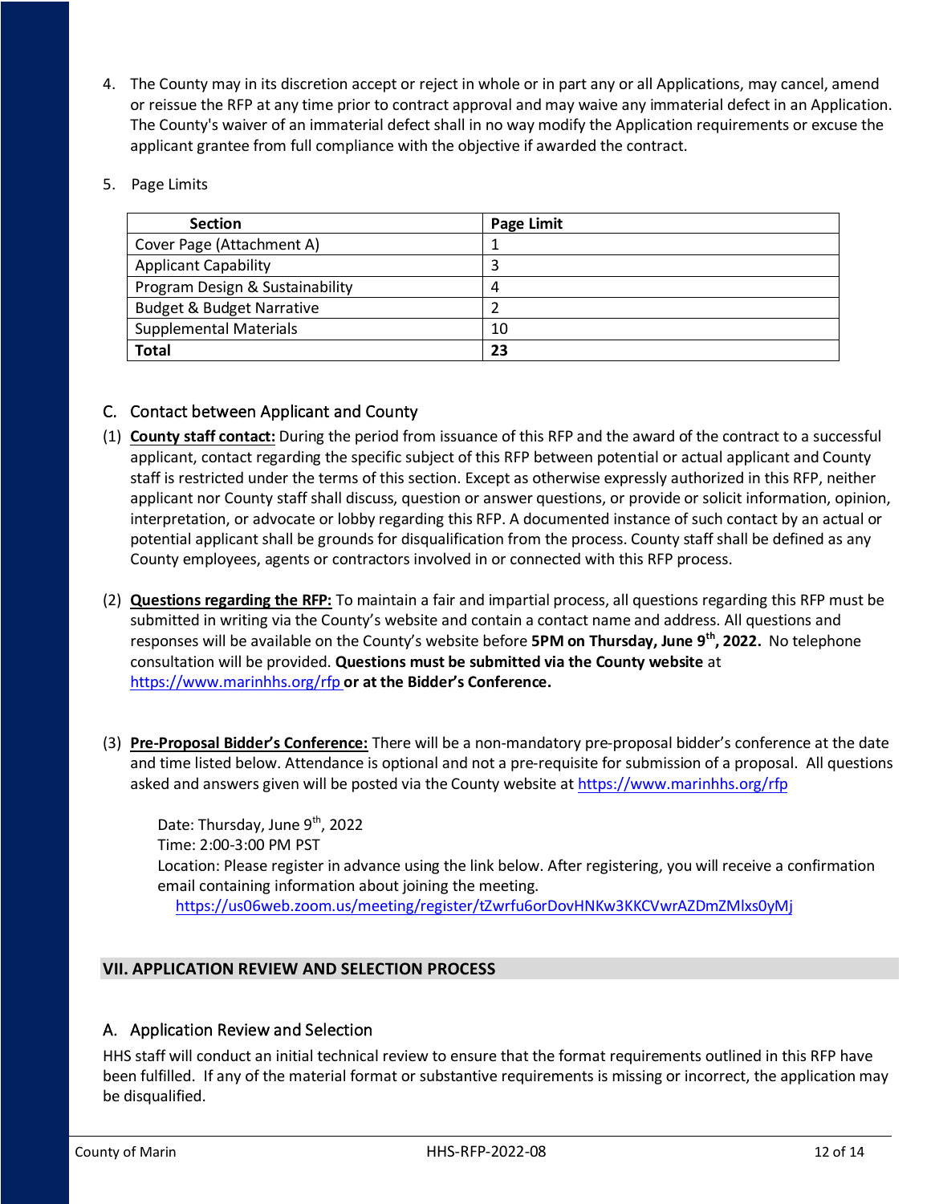4. The County may in its discretion accept or reject in whole or in part any or all Applications, may cancel, amend or reissue the RFP at any time prior to contract approval and may waive any immaterial defect in an Application. The County's waiver of an immaterial defect shall in no way modify the Application requirements or excuse the applicant grantee from full compliance with the objective if awarded the contract.

5. Page Limits

| Section | Page Limit |
|---|---|
| Cover Page (Attachment A) | 1 |
| Applicant Capability | 3 |
| Program Design & Sustainability | 4 |
| Budget & Budget Narrative | 2 |
| Supplemental Materials | 10 |
| **Total** | **23** |

### C. Contact between Applicant and County

(1) **County staff contact:** During the period from issuance of this RFP and the award of the contract to a successful applicant, contact regarding the specific subject of this RFP between potential or actual applicant and County staff is restricted under the terms of this section. Except as otherwise expressly authorized in this RFP, neither applicant nor County staff shall discuss, question or answer questions, or provide or solicit information, opinion, interpretation, or advocate or lobby regarding this RFP. A documented instance of such contact by an actual or potential applicant shall be grounds for disqualification from the process. County staff shall be defined as any County employees, agents or contractors involved in or connected with this RFP process.

(2) **Questions regarding the RFP:** To maintain a fair and impartial process, all questions regarding this RFP must be submitted in writing via the County's website and contain a contact name and address. All questions and responses will be available on the County's website before **5PM on Thursday, June 9th, 2022.** No telephone consultation will be provided. **Questions must be submitted via the County website** at https://www.marinhhs.org/rfp **or at the Bidder's Conference.**

(3) **Pre-Proposal Bidder's Conference:** There will be a non-mandatory pre-proposal bidder's conference at the date and time listed below. Attendance is optional and not a pre-requisite for submission of a proposal. All questions asked and answers given will be posted via the County website at https://www.marinhhs.org/rfp

Date: Thursday, June 9th, 2022
Time: 2:00-3:00 PM PST
Location: Please register in advance using the link below. After registering, you will receive a confirmation email containing information about joining the meeting.
https://us06web.zoom.us/meeting/register/tZwrfu6orDovHNKw3KKCVwrAZDmZMlxs0yMj

## VII. APPLICATION REVIEW AND SELECTION PROCESS

### A. Application Review and Selection

HHS staff will conduct an initial technical review to ensure that the format requirements outlined in this RFP have been fulfilled. If any of the material format or substantive requirements is missing or incorrect, the application may be disqualified.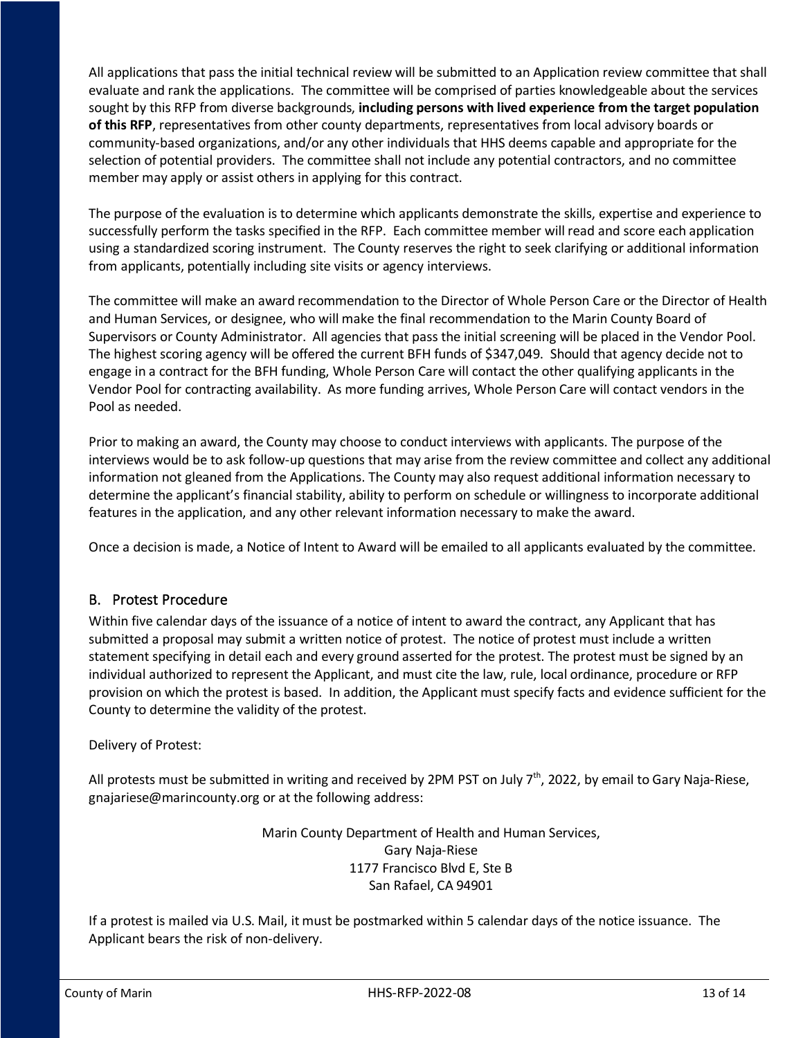All applications that pass the initial technical review will be submitted to an Application review committee that shall evaluate and rank the applications. The committee will be comprised of parties knowledgeable about the services sought by this RFP from diverse backgrounds, **including persons with lived experience from the target population of this RFP**, representatives from other county departments, representatives from local advisory boards or community-based organizations, and/or any other individuals that HHS deems capable and appropriate for the selection of potential providers. The committee shall not include any potential contractors, and no committee member may apply or assist others in applying for this contract.

The purpose of the evaluation is to determine which applicants demonstrate the skills, expertise and experience to successfully perform the tasks specified in the RFP. Each committee member will read and score each application using a standardized scoring instrument. The County reserves the right to seek clarifying or additional information from applicants, potentially including site visits or agency interviews.

The committee will make an award recommendation to the Director of Whole Person Care or the Director of Health and Human Services, or designee, who will make the final recommendation to the Marin County Board of Supervisors or County Administrator. All agencies that pass the initial screening will be placed in the Vendor Pool. The highest scoring agency will be offered the current BFH funds of $347,049. Should that agency decide not to engage in a contract for the BFH funding, Whole Person Care will contact the other qualifying applicants in the Vendor Pool for contracting availability. As more funding arrives, Whole Person Care will contact vendors in the Pool as needed.

Prior to making an award, the County may choose to conduct interviews with applicants. The purpose of the interviews would be to ask follow-up questions that may arise from the review committee and collect any additional information not gleaned from the Applications. The County may also request additional information necessary to determine the applicant's financial stability, ability to perform on schedule or willingness to incorporate additional features in the application, and any other relevant information necessary to make the award.

Once a decision is made, a Notice of Intent to Award will be emailed to all applicants evaluated by the committee.

## B. Protest Procedure

Within five calendar days of the issuance of a notice of intent to award the contract, any Applicant that has submitted a proposal may submit a written notice of protest. The notice of protest must include a written statement specifying in detail each and every ground asserted for the protest. The protest must be signed by an individual authorized to represent the Applicant, and must cite the law, rule, local ordinance, procedure or RFP provision on which the protest is based. In addition, the Applicant must specify facts and evidence sufficient for the County to determine the validity of the protest.

Delivery of Protest:

All protests must be submitted in writing and received by 2PM PST on July 7th, 2022, by email to Gary Naja-Riese, gnajariese@marincounty.org or at the following address:

Marin County Department of Health and Human Services,
Gary Naja-Riese
1177 Francisco Blvd E, Ste B
San Rafael, CA 94901

If a protest is mailed via U.S. Mail, it must be postmarked within 5 calendar days of the notice issuance. The Applicant bears the risk of non-delivery.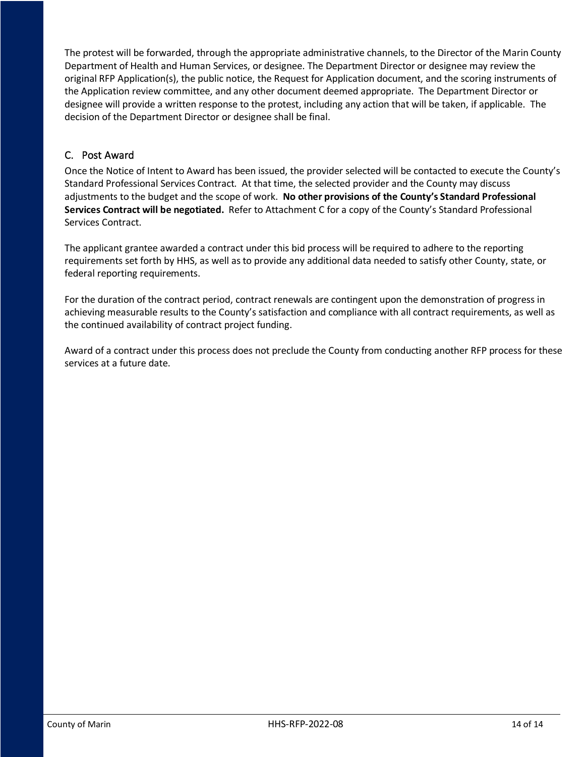The protest will be forwarded, through the appropriate administrative channels, to the Director of the Marin County Department of Health and Human Services, or designee. The Department Director or designee may review the original RFP Application(s), the public notice, the Request for Application document, and the scoring instruments of the Application review committee, and any other document deemed appropriate. The Department Director or designee will provide a written response to the protest, including any action that will be taken, if applicable. The decision of the Department Director or designee shall be final.

## C. Post Award

Once the Notice of Intent to Award has been issued, the provider selected will be contacted to execute the County's Standard Professional Services Contract. At that time, the selected provider and the County may discuss adjustments to the budget and the scope of work. **No other provisions of the County's Standard Professional Services Contract will be negotiated.** Refer to Attachment C for a copy of the County's Standard Professional Services Contract.

The applicant grantee awarded a contract under this bid process will be required to adhere to the reporting requirements set forth by HHS, as well as to provide any additional data needed to satisfy other County, state, or federal reporting requirements.

For the duration of the contract period, contract renewals are contingent upon the demonstration of progress in achieving measurable results to the County's satisfaction and compliance with all contract requirements, as well as the continued availability of contract project funding.

Award of a contract under this process does not preclude the County from conducting another RFP process for these services at a future date.